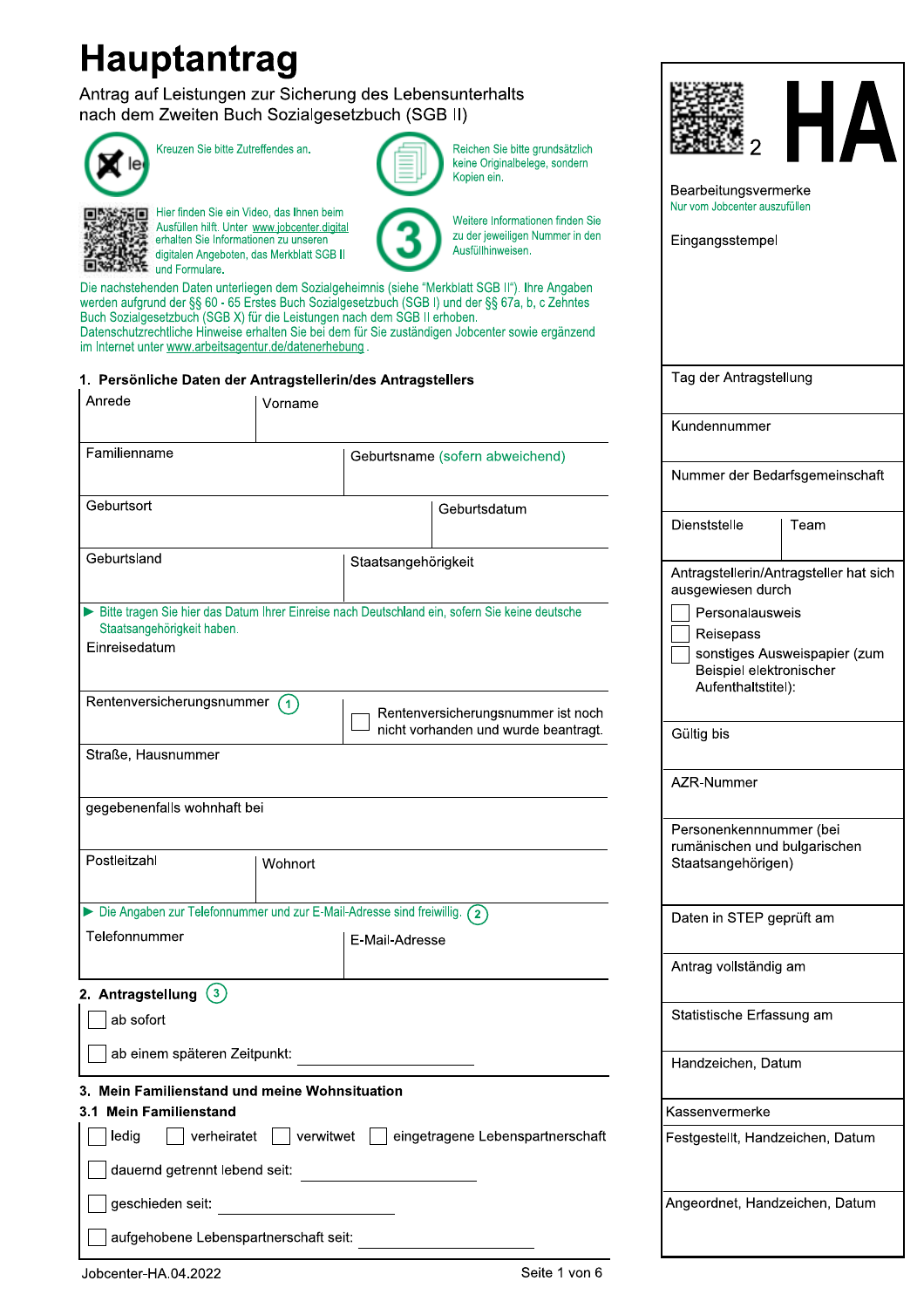# Hauptantrag

Antrag auf Leistungen zur Sicherung des Lebensunterhalts nach dem Zweiten Buch Sozialgesetzbuch (SGB II)

Kreuzen Sie bitte Zutreffendes an.

Reichen Sie bitte grundsätzlich keine Originalbelege, sondern Kopien ein.

Hier finden Sie ein Video, das Ihnen beim Ausfüllen hilft. Unter www.jobcenter.digital erhalten Sie Informationen zu unseren digitalen Angeboten, das Merkblatt SGB II und Formulare.

Weitere Informationen finden Sie zu der jeweiligen Nummer in den Ausfüllhinweisen.

Die nachstehenden Daten unterliegen dem Sozialgeheimnis (siehe "Merkblatt SGB II"). Ihre Angaben werden aufgrund der §§ 60 - 65 Erstes Buch Sozialgesetzbuch (SGB I) und der §§ 67a, b, c Zehntes Buch Sozialgesetzbuch (SGB X) für die Leistungen nach dem SGB II erhoben. Datenschutzrechtliche Hinweise erhalten Sie bei dem für Sie zuständigen Jobcenter sowie ergänzend im Internet unter www.arbeitsagentur.de/datenerhebung.

2 **HA**

**Bearbeitungsvermerke**
Nur vom Jobcenter auszufüllen

| Eingangsstempel | |
|---|---|
| Tag der Antragstellung | |
| Kundennummer | |
| Nummer der Bedarfsgemeinschaft | |
| Dienststelle | Team |
| Antragstellerin/Antragsteller hat sich ausgewiesen durch: ☐ Personalausweis ☐ Reisepass ☐ sonstiges Ausweispapier (zum Beispiel elektronischer Aufenthaltstitel): | |
| Gültig bis | |
| AZR-Nummer | |
| Personenkennnummer (bei rumänischen und bulgarischen Staatsangehörigen) | |
| Daten in STEP geprüft am | |
| Antrag vollständig am | |
| Statistische Erfassung am | |
| Handzeichen, Datum | |

**Kassenvermerke**

| Festgestellt, Handzeichen, Datum |
|---|
| Angeordnet, Handzeichen, Datum |

## 1. Persönliche Daten der Antragstellerin/des Antragstellers

| Anrede | Vorname |
|---|---|
| Familienname | Geburtsname (sofern abweichend) |
| Geburtsort | Geburtsdatum |
| Geburtsland | Staatsangehörigkeit |

▶ Bitte tragen Sie hier das Datum Ihrer Einreise nach Deutschland ein, sofern Sie keine deutsche Staatsangehörigkeit haben.

Einreisedatum

| Rentenversicherungsnummer (1) | ☐ Rentenversicherungsnummer ist noch nicht vorhanden und wurde beantragt. |
|---|---|

Straße, Hausnummer

gegebenenfalls wohnhaft bei

| Postleitzahl | Wohnort |
|---|---|

▶ Die Angaben zur Telefonnummer und zur E-Mail-Adresse sind freiwillig. (2)

| Telefonnummer | E-Mail-Adresse |
|---|---|

## 2. Antragstellung (3)

☐ ab sofort

☐ ab einem späteren Zeitpunkt: ____________________

## 3. Mein Familienstand und meine Wohnsituation

### 3.1 Mein Familienstand

☐ ledig ☐ verheiratet ☐ verwitwet ☐ eingetragene Lebenspartnerschaft

☐ dauernd getrennt lebend seit: ____________________

☐ geschieden seit: ____________________

☐ aufgehobene Lebenspartnerschaft seit: ____________________

Jobcenter-HA.04.2022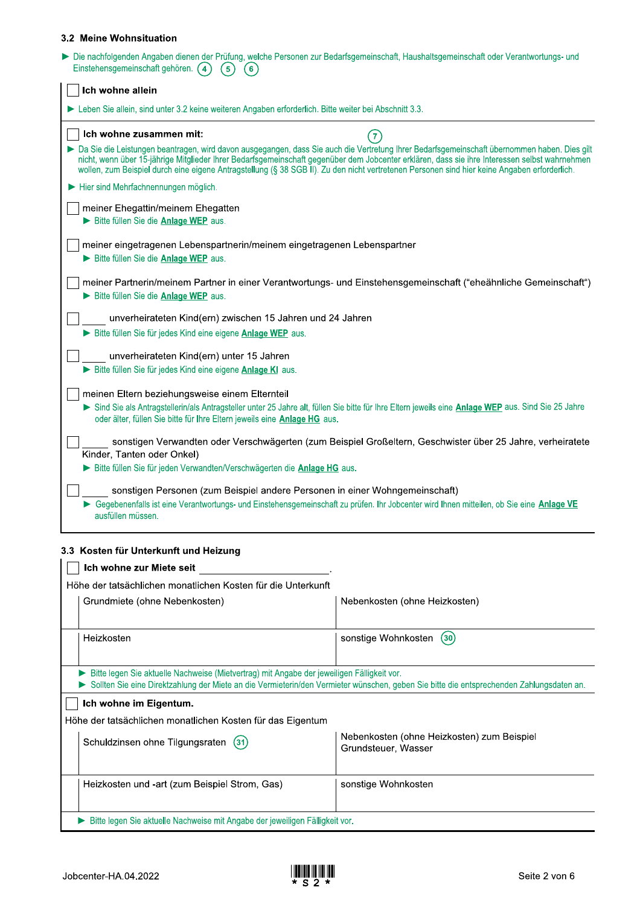### 3.2 Meine Wohnsituation

► Die nachfolgenden Angaben dienen der Prüfung, welche Personen zur Bedarfsgemeinschaft, Haushaltsgemeinschaft oder Verantwortungs- und Einstehensgemeinschaft gehören. (4) (5) (6)

☐ **Ich wohne allein**

► Leben Sie allein, sind unter 3.2 keine weiteren Angaben erforderlich. Bitte weiter bei Abschnitt 3.3.

☐ **Ich wohne zusammen mit:** (7)

► Da Sie die Leistungen beantragen, wird davon ausgegangen, dass Sie auch die Vertretung Ihrer Bedarfsgemeinschaft übernommen haben. Dies gilt nicht, wenn über 15-jährige Mitglieder Ihrer Bedarfsgemeinschaft gegenüber dem Jobcenter erklären, dass sie ihre Interessen selbst wahrnehmen wollen, zum Beispiel durch eine eigene Antragstellung (§ 38 SGB II). Zu den nicht vertretenen Personen sind hier keine Angaben erforderlich.

► Hier sind Mehrfachnennungen möglich.

☐ meiner Ehegattin/meinem Ehegatten
► Bitte füllen Sie die **Anlage WEP** aus.

☐ meiner eingetragenen Lebenspartnerin/meinem eingetragenen Lebenspartner
► Bitte füllen Sie die **Anlage WEP** aus.

☐ meiner Partnerin/meinem Partner in einer Verantwortungs- und Einstehensgemeinschaft ("eheähnliche Gemeinschaft")
► Bitte füllen Sie die **Anlage WEP** aus.

☐ ____ unverheirateten Kind(ern) zwischen 15 Jahren und 24 Jahren
► Bitte füllen Sie für jedes Kind eine eigene **Anlage WEP** aus.

☐ ____ unverheirateten Kind(ern) unter 15 Jahren
► Bitte füllen Sie für jedes Kind eine eigene **Anlage KI** aus.

☐ meinen Eltern beziehungsweise einem Elternteil
► Sind Sie als Antragstellerin/als Antragsteller unter 25 Jahre alt, füllen Sie bitte für Ihre Eltern jeweils eine **Anlage WEP** aus. Sind Sie 25 Jahre oder älter, füllen Sie bitte für Ihre Eltern jeweils eine **Anlage HG** aus.

☐ ____ sonstigen Verwandten oder Verschwägerten (zum Beispiel Großeltern, Geschwister über 25 Jahre, verheiratete Kinder, Tanten oder Onkel)
► Bitte füllen Sie für jeden Verwandten/Verschwägerten die **Anlage HG** aus.

☐ ____ sonstigen Personen (zum Beispiel andere Personen in einer Wohngemeinschaft)
► Gegebenenfalls ist eine Verantwortungs- und Einstehensgemeinschaft zu prüfen. Ihr Jobcenter wird Ihnen mitteilen, ob Sie eine **Anlage VE** ausfüllen müssen.

### 3.3 Kosten für Unterkunft und Heizung

☐ **Ich wohne zur Miete seit** ____________________.

Höhe der tatsächlichen monatlichen Kosten für die Unterkunft

| Grundmiete (ohne Nebenkosten) | Nebenkosten (ohne Heizkosten) |
|---|---|
| Heizkosten | sonstige Wohnkosten (30) |

► Bitte legen Sie aktuelle Nachweise (Mietvertrag) mit Angabe der jeweiligen Fälligkeit vor.
► Sollten Sie eine Direktzahlung der Miete an die Vermieterin/den Vermieter wünschen, geben Sie bitte die entsprechenden Zahlungsdaten an.

☐ **Ich wohne im Eigentum.**

Höhe der tatsächlichen monatlichen Kosten für das Eigentum

| Schuldzinsen ohne Tilgungsraten (31) | Nebenkosten (ohne Heizkosten) zum Beispiel Grundsteuer, Wasser |
|---|---|
| Heizkosten und -art (zum Beispiel Strom, Gas) | sonstige Wohnkosten |

► Bitte legen Sie aktuelle Nachweise mit Angabe der jeweiligen Fälligkeit vor.

Jobcenter-HA.04.2022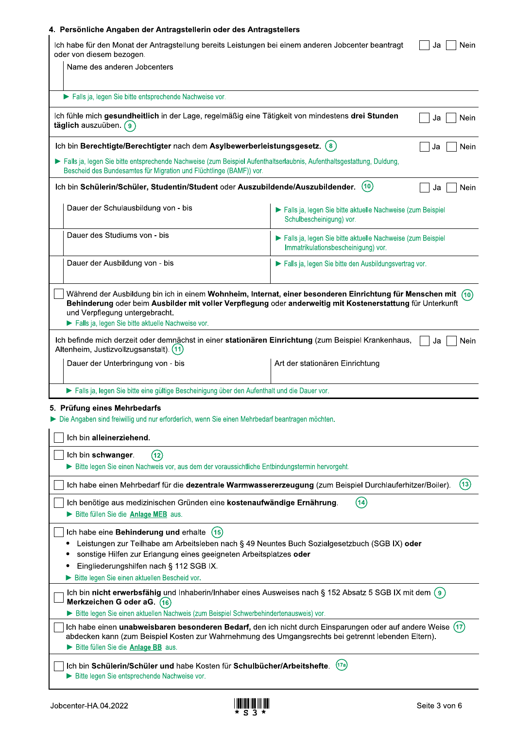## 4. Persönliche Angaben der Antragstellerin oder des Antragstellers

Ich habe für den Monat der Antragstellung bereits Leistungen bei einem anderen Jobcenter beantragt oder von diesem bezogen. ☐ Ja ☐ Nein

Name des anderen Jobcenters

► Falls ja, legen Sie bitte entsprechende Nachweise vor.

Ich fühle mich **gesundheitlich** in der Lage, regelmäßig eine Tätigkeit von mindestens **drei Stunden täglich** auszuüben. (9) ☐ Ja ☐ Nein

Ich bin **Berechtigte/Berechtigter** nach dem **Asylbewerberleistungsgesetz.** (8) ☐ Ja ☐ Nein

► Falls ja, legen Sie bitte entsprechende Nachweise (zum Beispiel Aufenthaltserlaubnis, Aufenthaltsgestattung, Duldung, Bescheid des Bundesamtes für Migration und Flüchtlinge (BAMF)) vor.

Ich bin **Schülerin/Schüler, Studentin/Student** oder **Auszubildende/Auszubildender.** (10) ☐ Ja ☐ Nein

| | |
|---|---|
| Dauer der Schulausbildung von - bis | ► Falls ja, legen Sie bitte aktuelle Nachweise (zum Beispiel Schulbescheinigung) vor. |
| Dauer des Studiums von - bis | ► Falls ja, legen Sie bitte aktuelle Nachweise (zum Beispiel Immatrikulationsbescheinigung) vor. |
| Dauer der Ausbildung von - bis | ► Falls ja, legen Sie bitte den Ausbildungsvertrag vor. |

☐ Während der Ausbildung bin ich in einem **Wohnheim, Internat, einer besonderen Einrichtung für Menschen mit Behinderung** oder beim **Ausbilder mit voller Verpflegung** oder **anderweitig mit Kostenerstattung** für Unterkunft und Verpflegung untergebracht. (10)

► Falls ja, legen Sie bitte aktuelle Nachweise vor.

Ich befinde mich derzeit oder demnächst in einer **stationären Einrichtung** (zum Beispiel Krankenhaus, Altenheim, Justizvollzugsanstalt). (11) ☐ Ja ☐ Nein

| | |
|---|---|
| Dauer der Unterbringung von - bis | Art der stationären Einrichtung |

► Falls ja, legen Sie bitte eine gültige Bescheinigung über den Aufenthalt und die Dauer vor.

## 5. Prüfung eines Mehrbedarfs

► Die Angaben sind freiwillig und nur erforderlich, wenn Sie einen Mehrbedarf beantragen möchten.

☐ Ich bin **alleinerziehend.**

☐ Ich bin **schwanger**. (12)

► Bitte legen Sie einen Nachweis vor, aus dem der voraussichtliche Entbindungstermin hervorgeht.

☐ Ich habe einen Mehrbedarf für die **dezentrale Warmwassererzeugung** (zum Beispiel Durchlauferhitzer/Boiler). (13)

☐ Ich benötige aus medizinischen Gründen eine **kostenaufwändige Ernährung**. (14)

► Bitte füllen Sie die **Anlage MEB** aus.

☐ Ich habe eine **Behinderung und** erhalte (15)

- Leistungen zur Teilhabe am Arbeitsleben nach § 49 Neuntes Buch Sozialgesetzbuch (SGB IX) **oder**
- sonstige Hilfen zur Erlangung eines geeigneten Arbeitsplatzes **oder**
- Eingliederungshilfen nach § 112 SGB IX.

► Bitte legen Sie einen aktuellen Bescheid vor.

☐ Ich bin **nicht erwerbsfähig** und Inhaberin/Inhaber eines Ausweises nach § 152 Absatz 5 SGB IX mit dem **Merkzeichen G oder aG.** (16) (9)

► Bitte legen Sie einen aktuellen Nachweis (zum Beispiel Schwerbehindertenausweis) vor.

☐ Ich habe einen **unabweisbaren besonderen Bedarf,** den ich nicht durch Einsparungen oder auf andere Weise abdecken kann (zum Beispiel Kosten zur Wahrnehmung des Umgangsrechts bei getrennt lebenden Eltern). (17)

► Bitte füllen Sie die **Anlage BB** aus.

☐ Ich bin **Schülerin/Schüler und** habe Kosten für **Schulbücher/Arbeitshefte**. (17a)

► Bitte legen Sie entsprechende Nachweise vor.

Jobcenter-HA.04.2022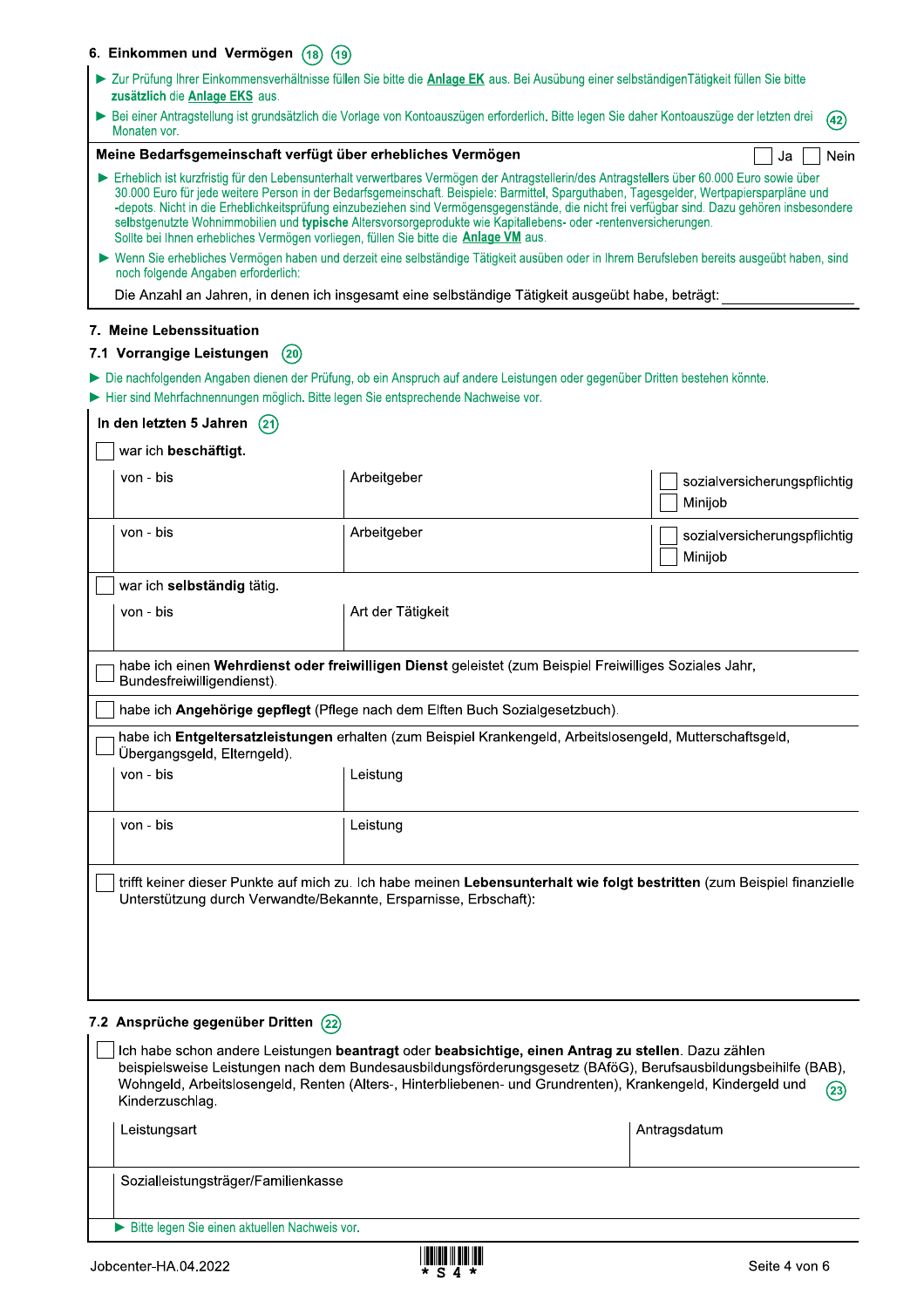## 6. Einkommen und Vermögen (18) (19)

- ► Zur Prüfung Ihrer Einkommensverhältnisse füllen Sie bitte die **Anlage EK** aus. Bei Ausübung einer selbständigenTätigkeit füllen Sie bitte **zusätzlich** die **Anlage EKS** aus.
- ► Bei einer Antragstellung ist grundsätzlich die Vorlage von Kontoauszügen erforderlich. Bitte legen Sie daher Kontoauszüge der letzten drei Monaten vor. (42)

**Meine Bedarfsgemeinschaft verfügt über erhebliches Vermögen** ☐ Ja ☐ Nein

- ► Erheblich ist kurzfristig für den Lebensunterhalt verwertbares Vermögen der Antragstellerin/des Antragstellers über 60.000 Euro sowie über 30.000 Euro für jede weitere Person in der Bedarfsgemeinschaft. Beispiele: Barmittel, Sparguthaben, Tagesgelder, Wertpapiersparpläne und -depots. Nicht in die Erheblichkeitsprüfung einzubeziehen sind Vermögensgegenstände, die nicht frei verfügbar sind. Dazu gehören insbesondere selbstgenutzte Wohnimmobilien und **typische** Altersvorsorgeprodukte wie Kapitallebens- oder -rentenversicherungen. Sollte bei Ihnen erhebliches Vermögen vorliegen, füllen Sie bitte die **Anlage VM** aus.
- ► Wenn Sie erhebliches Vermögen haben und derzeit eine selbständige Tätigkeit ausüben oder in Ihrem Berufsleben bereits ausgeübt haben, sind noch folgende Angaben erforderlich:

Die Anzahl an Jahren, in denen ich insgesamt eine selbständige Tätigkeit ausgeübt habe, beträgt: ____________

## 7. Meine Lebenssituation

### 7.1 Vorrangige Leistungen (20)

- ► Die nachfolgenden Angaben dienen der Prüfung, ob ein Anspruch auf andere Leistungen oder gegenüber Dritten bestehen könnte.
- ► Hier sind Mehrfachnennungen möglich. Bitte legen Sie entsprechende Nachweise vor.

**In den letzten 5 Jahren** (21)

☐ war ich **beschäftigt.**

| von - bis | Arbeitgeber | |
|---|---|---|
| | | ☐ sozialversicherungspflichtig<br>☐ Minijob |
| | | ☐ sozialversicherungspflichtig<br>☐ Minijob |

☐ war ich **selbständig** tätig.

| von - bis | Art der Tätigkeit |
|---|---|
| | |

☐ habe ich einen **Wehrdienst oder freiwilligen Dienst** geleistet (zum Beispiel Freiwilliges Soziales Jahr, Bundesfreiwilligendienst).

☐ habe ich **Angehörige gepflegt** (Pflege nach dem Elften Buch Sozialgesetzbuch).

☐ habe ich **Entgeltersatzleistungen** erhalten (zum Beispiel Krankengeld, Arbeitslosengeld, Mutterschaftsgeld, Übergangsgeld, Elterngeld).

| von - bis | Leistung |
|---|---|
| | |
| | |

☐ trifft keiner dieser Punkte auf mich zu. Ich habe meinen **Lebensunterhalt wie folgt bestritten** (zum Beispiel finanzielle Unterstützung durch Verwandte/Bekannte, Ersparnisse, Erbschaft):

### 7.2 Ansprüche gegenüber Dritten (22)

☐ Ich habe schon andere Leistungen **beantragt** oder **beabsichtige, einen Antrag zu stellen**. Dazu zählen beispielsweise Leistungen nach dem Bundesausbildungsförderungsgesetz (BAföG), Berufsausbildungsbeihilfe (BAB), Wohngeld, Arbeitslosengeld, Renten (Alters-, Hinterbliebenen- und Grundrenten), Krankengeld, Kindergeld und Kinderzuschlag. (23)

| Leistungsart | Antragsdatum |
|---|---|
| | |

Sozialleistungsträger/Familienkasse

► Bitte legen Sie einen aktuellen Nachweis vor.

Jobcenter-HA.04.2022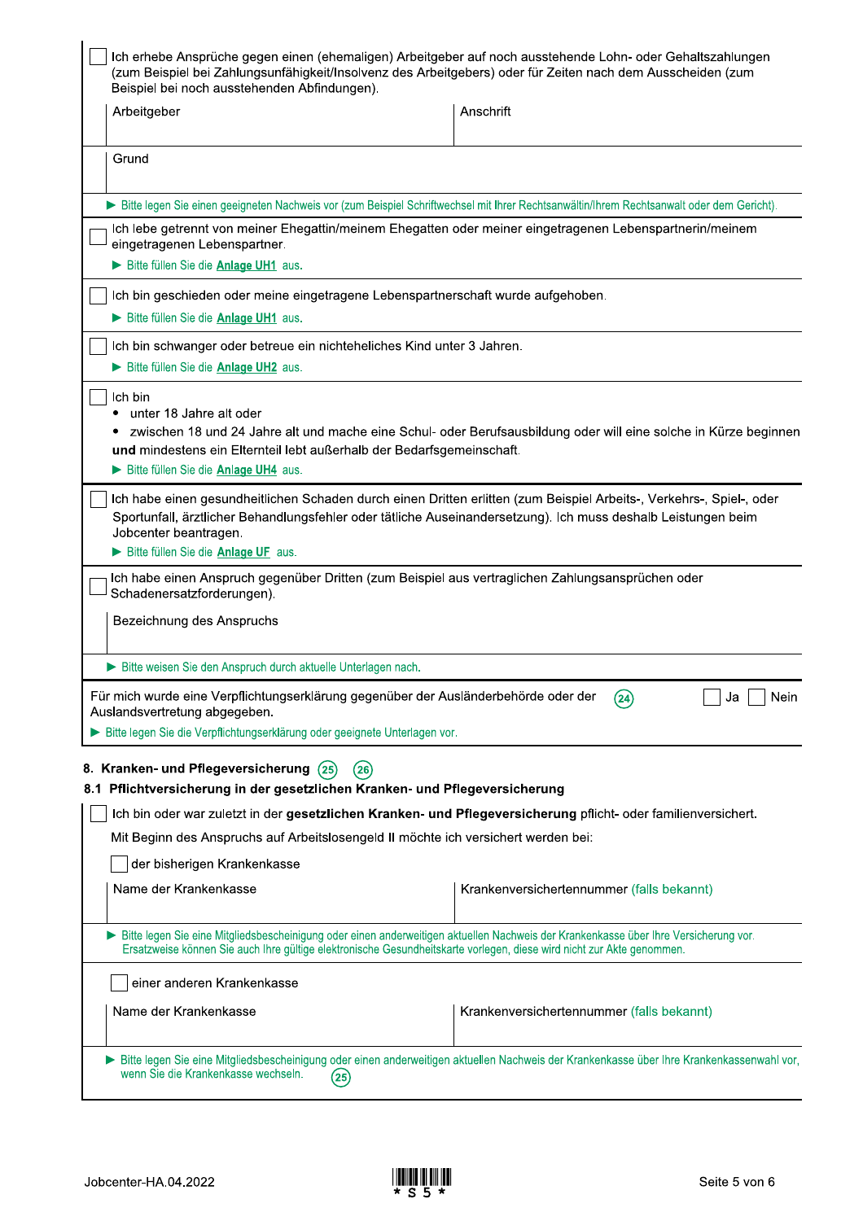☐ Ich erhebe Ansprüche gegen einen (ehemaligen) Arbeitgeber auf noch ausstehende Lohn- oder Gehaltszahlungen (zum Beispiel bei Zahlungsunfähigkeit/Insolvenz des Arbeitgebers) oder für Zeiten nach dem Ausscheiden (zum Beispiel bei noch ausstehenden Abfindungen).

| Arbeitgeber | Anschrift |
|---|---|
| | |

| Grund |
|---|
| |

▶ Bitte legen Sie einen geeigneten Nachweis vor (zum Beispiel Schriftwechsel mit Ihrer Rechtsanwältin/Ihrem Rechtsanwalt oder dem Gericht).

---

☐ Ich lebe getrennt von meiner Ehegattin/meinem Ehegatten oder meiner eingetragenen Lebenspartnerin/meinem eingetragenen Lebenspartner.

▶ Bitte füllen Sie die **Anlage UH1** aus.

---

☐ Ich bin geschieden oder meine eingetragene Lebenspartnerschaft wurde aufgehoben.

▶ Bitte füllen Sie die **Anlage UH1** aus.

---

☐ Ich bin schwanger oder betreue ein nichteheliches Kind unter 3 Jahren.

▶ Bitte füllen Sie die **Anlage UH2** aus.

---

☐ Ich bin
- unter 18 Jahre alt oder
- zwischen 18 und 24 Jahre alt und mache eine Schul- oder Berufsausbildung oder will eine solche in Kürze beginnen

**und** mindestens ein Elternteil lebt außerhalb der Bedarfsgemeinschaft.

▶ Bitte füllen Sie die **Anlage UH4** aus.

---

☐ Ich habe einen gesundheitlichen Schaden durch einen Dritten erlitten (zum Beispiel Arbeits-, Verkehrs-, Spiel-, oder Sportunfall, ärztlicher Behandlungsfehler oder tätliche Auseinandersetzung). Ich muss deshalb Leistungen beim Jobcenter beantragen.

▶ Bitte füllen Sie die **Anlage UF** aus.

---

☐ Ich habe einen Anspruch gegenüber Dritten (zum Beispiel aus vertraglichen Zahlungsansprüchen oder Schadenersatzforderungen).

| Bezeichnung des Anspruchs |
|---|
| |

▶ Bitte weisen Sie den Anspruch durch aktuelle Unterlagen nach.

---

Für mich wurde eine Verpflichtungserklärung gegenüber der Ausländerbehörde oder der Auslandsvertretung abgegeben. (24) ☐ Ja ☐ Nein

▶ Bitte legen Sie die Verpflichtungserklärung oder geeignete Unterlagen vor.

## 8. Kranken- und Pflegeversicherung (25) (26)

### 8.1 Pflichtversicherung in der gesetzlichen Kranken- und Pflegeversicherung

☐ Ich bin oder war zuletzt in der **gesetzlichen Kranken- und Pflegeversicherung** pflicht- oder familienversichert.

Mit Beginn des Anspruchs auf Arbeitslosengeld II möchte ich versichert werden bei:

☐ der bisherigen Krankenkasse

| Name der Krankenkasse | Krankenversichertennummer (falls bekannt) |
|---|---|
| | |

▶ Bitte legen Sie eine Mitgliedsbescheinigung oder einen anderweitigen aktuellen Nachweis der Krankenkasse über Ihre Versicherung vor. Ersatzweise können Sie auch Ihre gültige elektronische Gesundheitskarte vorlegen, diese wird nicht zur Akte genommen.

☐ einer anderen Krankenkasse

| Name der Krankenkasse | Krankenversichertennummer (falls bekannt) |
|---|---|
| | |

▶ Bitte legen Sie eine Mitgliedsbescheinigung oder einen anderweitigen aktuellen Nachweis der Krankenkasse über Ihre Krankenkassenwahl vor, wenn Sie die Krankenkasse wechseln. (25)

Jobcenter-HA.04.2022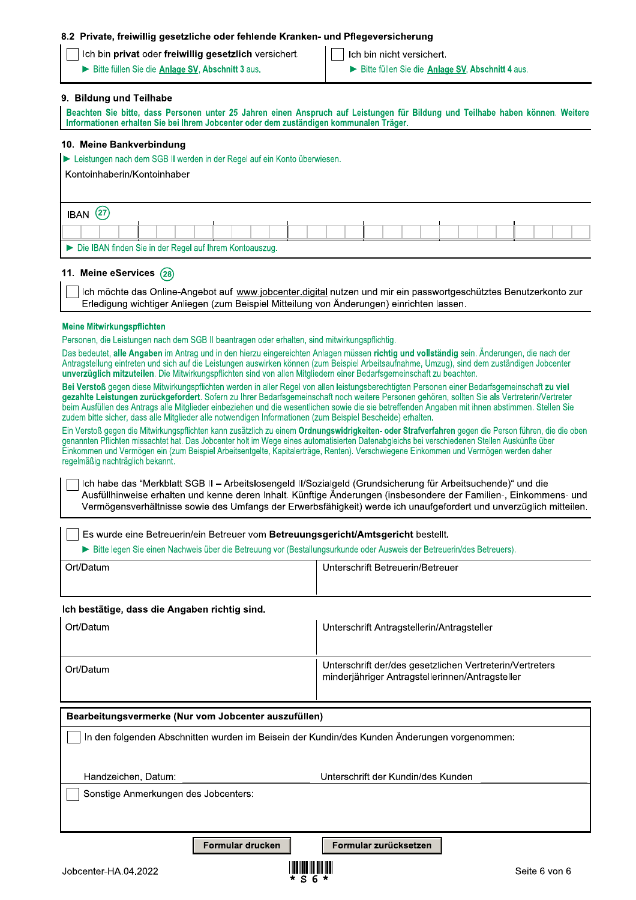### 8.2 Private, freiwillig gesetzliche oder fehlende Kranken- und Pflegeversicherung

☐ Ich bin **privat** oder **freiwillig gesetzlich** versichert.
► Bitte füllen Sie die **Anlage SV**, **Abschnitt 3** aus.

☐ Ich bin nicht versichert.
► Bitte füllen Sie die **Anlage SV**, **Abschnitt 4** aus.

### 9. Bildung und Teilhabe

**Beachten Sie bitte, dass Personen unter 25 Jahren einen Anspruch auf Leistungen für Bildung und Teilhabe haben können. Weitere Informationen erhalten Sie bei Ihrem Jobcenter oder dem zuständigen kommunalen Träger.**

### 10. Meine Bankverbindung

► Leistungen nach dem SGB II werden in der Regel auf ein Konto überwiesen.

Kontoinhaberin/Kontoinhaber

IBAN (27)

► Die IBAN finden Sie in der Regel auf Ihrem Kontoauszug.

### 11. Meine eServices (28)

☐ Ich möchte das Online-Angebot auf www.jobcenter.digital nutzen und mir ein passwortgeschütztes Benutzerkonto zur Erledigung wichtiger Anliegen (zum Beispiel Mitteilung von Änderungen) einrichten lassen.

**Meine Mitwirkungspflichten**

Personen, die Leistungen nach dem SGB II beantragen oder erhalten, sind mitwirkungspflichtig.

Das bedeutet, **alle Angaben** im Antrag und in den hierzu eingereichten Anlagen müssen **richtig und vollständig** sein. Änderungen, die nach der Antragstellung eintreten und sich auf die Leistungen auswirken können (zum Beispiel Arbeitsaufnahme, Umzug), sind dem zuständigen Jobcenter **unverzüglich mitzuteilen**. Die Mitwirkungspflichten sind von allen Mitgliedern einer Bedarfsgemeinschaft zu beachten.

**Bei Verstoß** gegen diese Mitwirkungspflichten werden in aller Regel von allen leistungsberechtigten Personen einer Bedarfsgemeinschaft **zu viel gezahlte Leistungen zurückgefordert**. Sofern zu Ihrer Bedarfsgemeinschaft noch weitere Personen gehören, sollten Sie als Vertreterin/Vertreter beim Ausfüllen des Antrags alle Mitglieder einbeziehen und die wesentlichen Angaben mit ihnen abstimmen. Stellen Sie zudem bitte sicher, dass alle Mitglieder alle notwendigen Informationen (zum Beispiel Bescheide) erhalten.

Ein Verstoß gegen die Mitwirkungspflichten kann zusätzlich zu einem **Ordnungswidrigkeiten- oder Strafverfahren** gegen die Person führen, die die oben genannten Pflichten missachtet hat. Das Jobcenter holt im Wege eines automatisierten Datenabgleichs bei verschiedenen Stellen Auskünfte über Einkommen und Vermögen ein (zum Beispiel Arbeitsentgelte, Kapitalerträge, Renten). Verschwiegene Einkommen und Vermögen werden daher regelmäßig nachträglich bekannt.

☐ Ich habe das "Merkblatt SGB II – Arbeitslosengeld II/Sozialgeld (Grundsicherung für Arbeitsuchende)" und die Ausfüllhinweise erhalten und kenne deren Inhalt. Künftige Änderungen (insbesondere der Familien-, Einkommens- und Vermögensverhältnisse sowie des Umfangs der Erwerbsfähigkeit) werde ich unaufgefordert und unverzüglich mitteilen.

☐ Es wurde eine Betreuerin/ein Betreuer vom **Betreuungsgericht/Amtsgericht** bestellt.
► Bitte legen Sie einen Nachweis über die Betreuung vor (Bestallungsurkunde oder Ausweis der Betreuerin/des Betreuers).

| Ort/Datum | Unterschrift Betreuerin/Betreuer |
|---|---|
| | |

**Ich bestätige, dass die Angaben richtig sind.**

| Ort/Datum | Unterschrift Antragstellerin/Antragsteller |
|---|---|
| Ort/Datum | Unterschrift der/des gesetzlichen Vertreterin/Vertreters minderjähriger Antragstellerinnen/Antragsteller |

**Bearbeitungsvermerke (Nur vom Jobcenter auszufüllen)**

☐ In den folgenden Abschnitten wurden im Beisein der Kundin/des Kunden Änderungen vorgenommen:

Handzeichen, Datum: ____________ Unterschrift der Kundin/des Kunden ____________

☐ Sonstige Anmerkungen des Jobcenters:

Formular drucken | Formular zurücksetzen

Jobcenter-HA.04.2022

*S6*